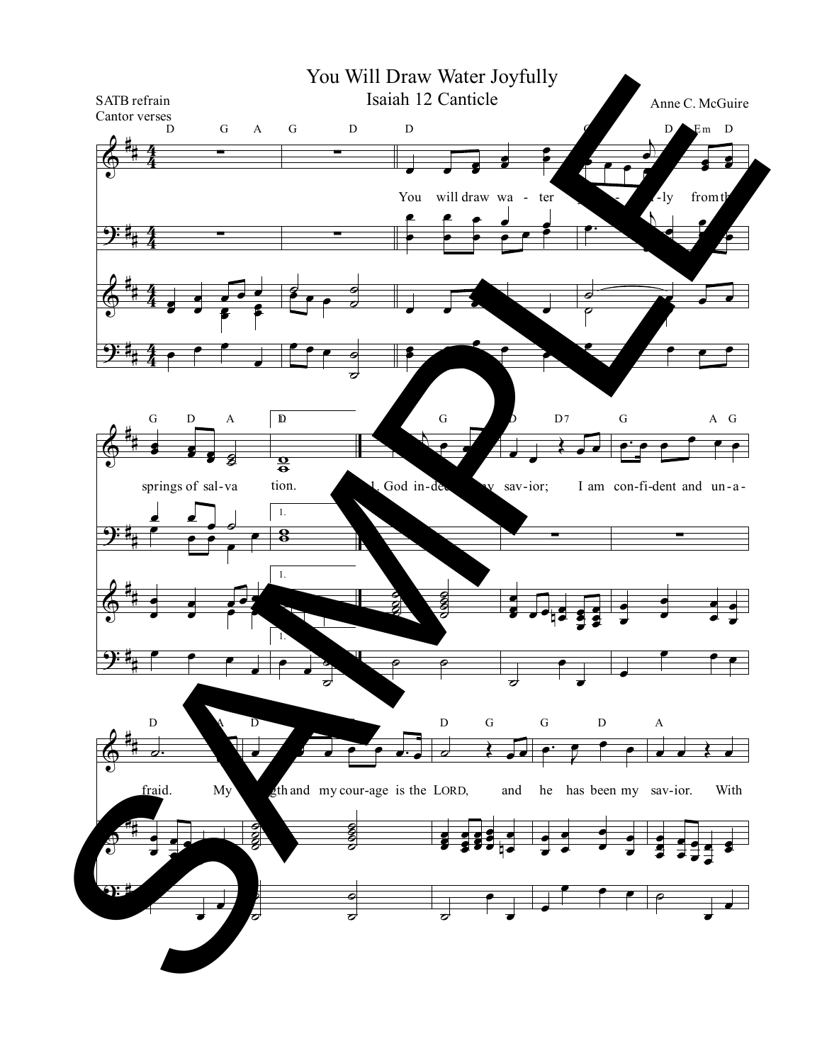# You Will Draw Water Joyfully

## Isaiah 12 Canticle

SATB refrain
Cantor verses

Anne C. McGuire

You will draw wa - ter joy - ful - ly from the springs of sal - va tion.

1. God in - deed is my sav - ior; I am con - fi - dent and un - a - fraid. My strength and my cour - age is the LORD, and he has been my sav - ior. With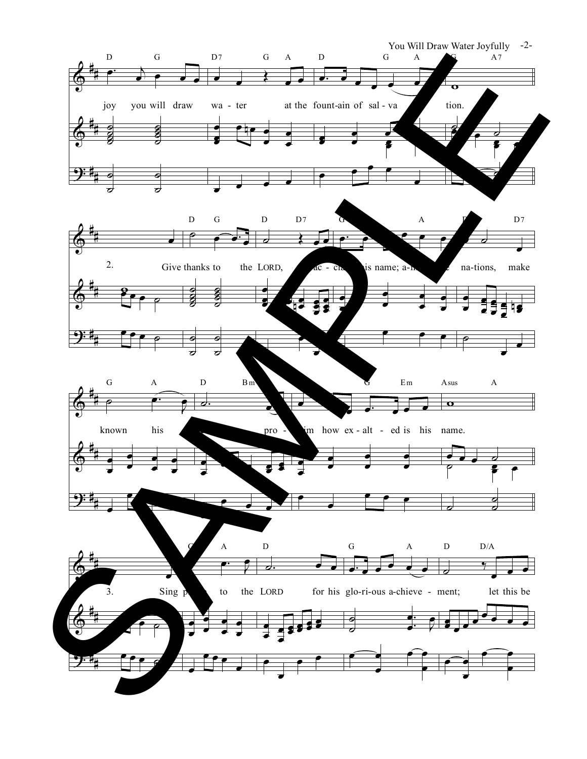joy you will draw wa - ter at the fount-ain of sal - va - tion.

2. Give thanks to the LORD, ac - claim his name; a-mong the na-tions, make known his deeds, pro - claim how ex - alt - ed is his name.

3. Sing praise to the LORD for his glo-ri-ous a-chieve - ment; let this be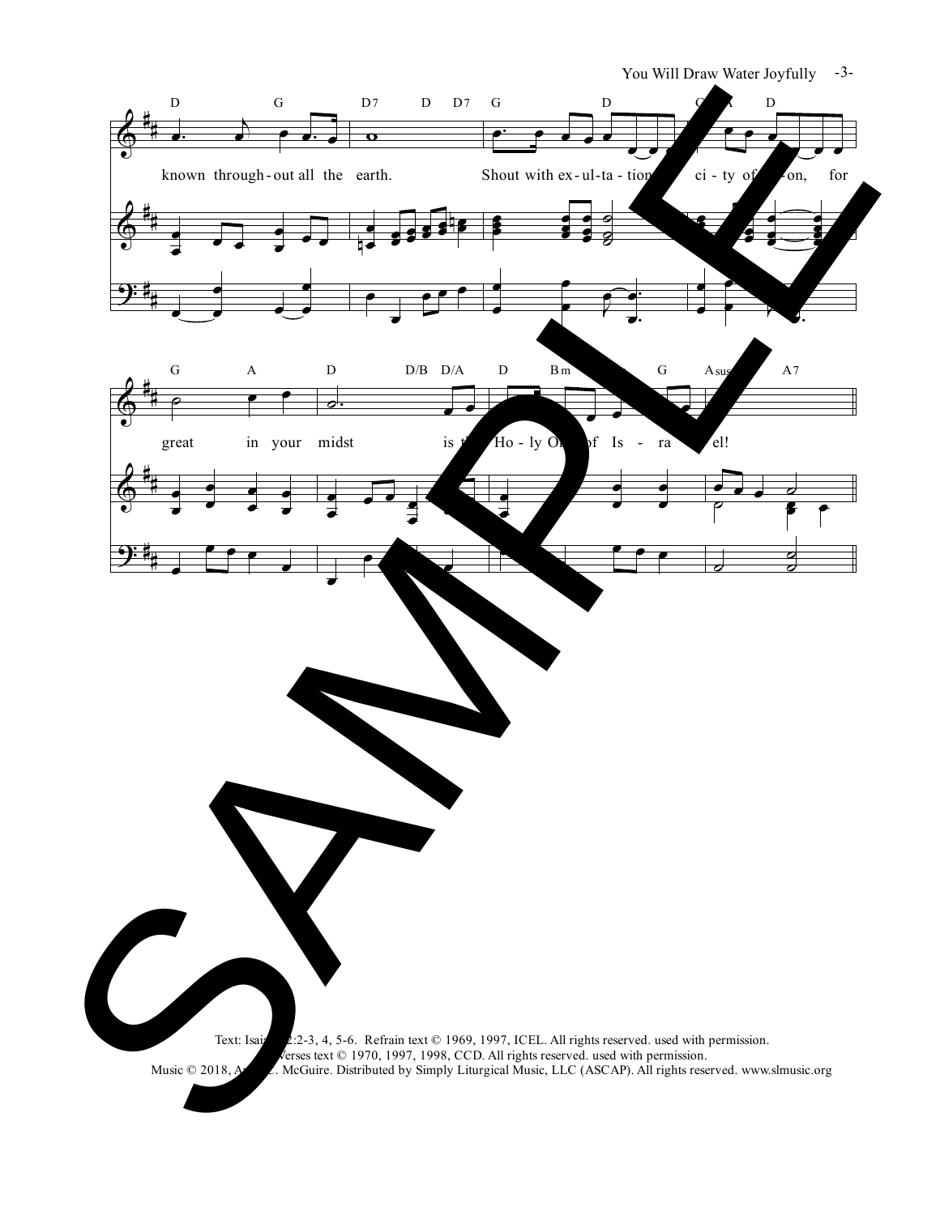known through-out all the earth. Shout with ex-ul-ta-tion, ci-ty of -on, for

great in your midst is th Ho-ly On of Is - ra el!

Text: Isai 2:2-3, 4, 5-6. Refrain text © 1969, 1997, ICEL. All rights reserved. used with permission.
Verses text © 1970, 1997, 1998, CCD. All rights reserved. used with permission.
Music © 2018, A C. McGuire. Distributed by Simply Liturgical Music, LLC (ASCAP). All rights reserved. www.slmusic.org